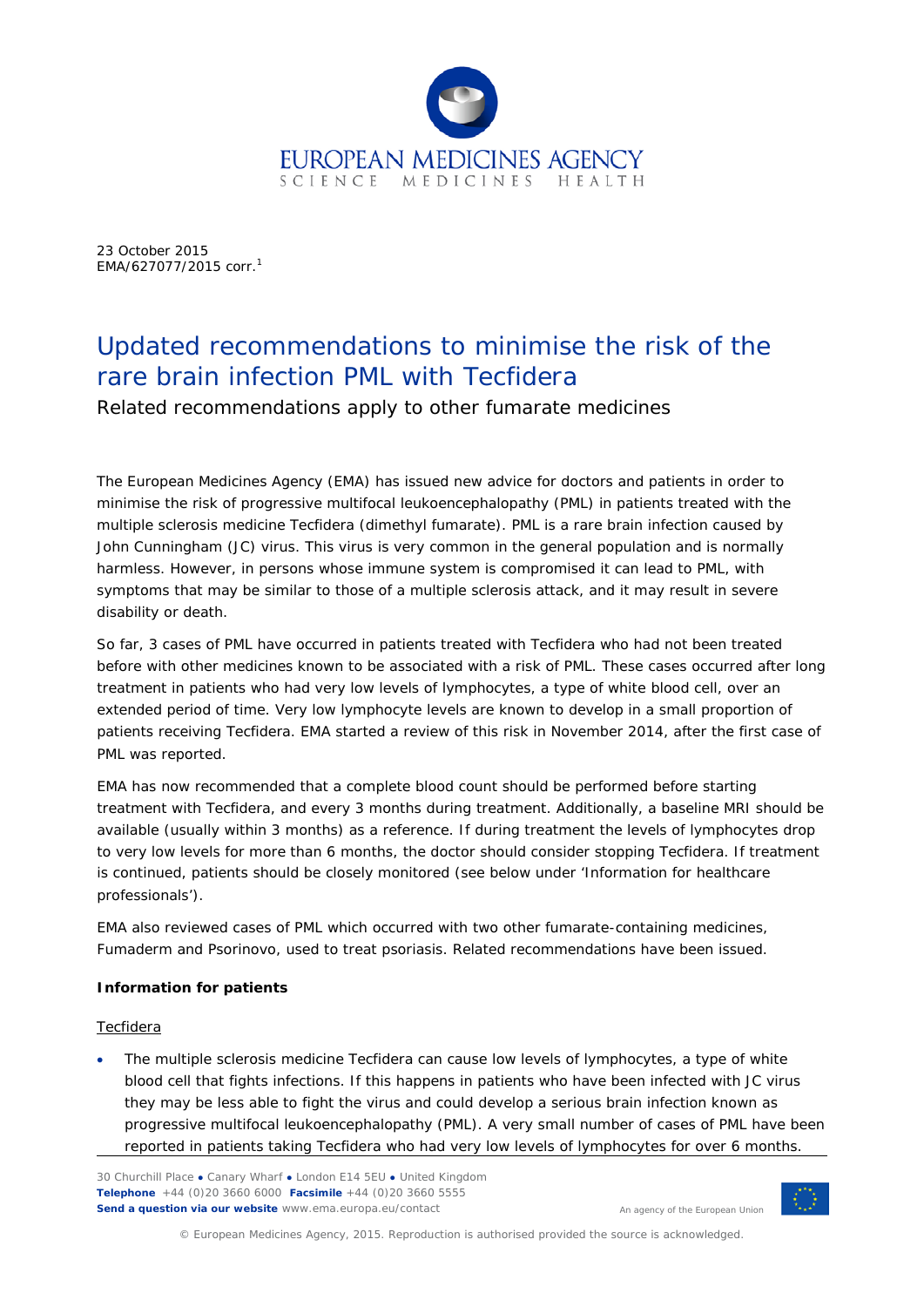23 October 2015
EMA/627077/2015 corr.[1]

# Updated recommendations to minimise the risk of the rare brain infection PML with Tecfidera

Related recommendations apply to other fumarate medicines

The European Medicines Agency (EMA) has issued new advice for doctors and patients in order to minimise the risk of progressive multifocal leukoencephalopathy (PML) in patients treated with the multiple sclerosis medicine Tecfidera (dimethyl fumarate). PML is a rare brain infection caused by John Cunningham (JC) virus. This virus is very common in the general population and is normally harmless. However, in persons whose immune system is compromised it can lead to PML, with symptoms that may be similar to those of a multiple sclerosis attack, and it may result in severe disability or death.

So far, 3 cases of PML have occurred in patients treated with Tecfidera who had not been treated before with other medicines known to be associated with a risk of PML. These cases occurred after long treatment in patients who had very low levels of lymphocytes, a type of white blood cell, over an extended period of time. Very low lymphocyte levels are known to develop in a small proportion of patients receiving Tecfidera. EMA started a review of this risk in November 2014, after the first case of PML was reported.

EMA has now recommended that a complete blood count should be performed before starting treatment with Tecfidera, and every 3 months during treatment. Additionally, a baseline MRI should be available (usually within 3 months) as a reference. If during treatment the levels of lymphocytes drop to very low levels for more than 6 months, the doctor should consider stopping Tecfidera. If treatment is continued, patients should be closely monitored (see below under 'Information for healthcare professionals').

EMA also reviewed cases of PML which occurred with two other fumarate-containing medicines, Fumaderm and Psorinovo, used to treat psoriasis. Related recommendations have been issued.

**Information for patients**

Tecfidera

- The multiple sclerosis medicine Tecfidera can cause low levels of lymphocytes, a type of white blood cell that fights infections. If this happens in patients who have been infected with JC virus they may be less able to fight the virus and could develop a serious brain infection known as progressive multifocal leukoencephalopathy (PML). A very small number of cases of PML have been reported in patients taking Tecfidera who had very low levels of lymphocytes for over 6 months.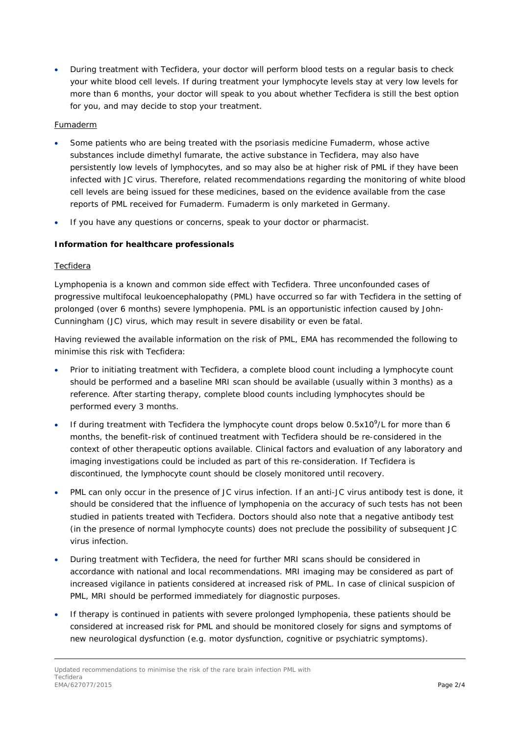- During treatment with Tecfidera, your doctor will perform blood tests on a regular basis to check your white blood cell levels. If during treatment your lymphocyte levels stay at very low levels for more than 6 months, your doctor will speak to you about whether Tecfidera is still the best option for you, and may decide to stop your treatment.

Fumaderm

- Some patients who are being treated with the psoriasis medicine Fumaderm, whose active substances include dimethyl fumarate, the active substance in Tecfidera, may also have persistently low levels of lymphocytes, and so may also be at higher risk of PML if they have been infected with JC virus. Therefore, related recommendations regarding the monitoring of white blood cell levels are being issued for these medicines, based on the evidence available from the case reports of PML received for Fumaderm. Fumaderm is only marketed in Germany.
- If you have any questions or concerns, speak to your doctor or pharmacist.

**Information for healthcare professionals**

Tecfidera

Lymphopenia is a known and common side effect with Tecfidera. Three unconfounded cases of progressive multifocal leukoencephalopathy (PML) have occurred so far with Tecfidera in the setting of prolonged (over 6 months) severe lymphopenia. PML is an opportunistic infection caused by John-Cunningham (JC) virus, which may result in severe disability or even be fatal.

Having reviewed the available information on the risk of PML, EMA has recommended the following to minimise this risk with Tecfidera:

- Prior to initiating treatment with Tecfidera, a complete blood count including a lymphocyte count should be performed and a baseline MRI scan should be available (usually within 3 months) as a reference. After starting therapy, complete blood counts including lymphocytes should be performed every 3 months.
- If during treatment with Tecfidera the lymphocyte count drops below $0.5 \times 10^9$/L for more than 6 months, the benefit-risk of continued treatment with Tecfidera should be re-considered in the context of other therapeutic options available. Clinical factors and evaluation of any laboratory and imaging investigations could be included as part of this re-consideration. If Tecfidera is discontinued, the lymphocyte count should be closely monitored until recovery.
- PML can only occur in the presence of JC virus infection. If an anti-JC virus antibody test is done, it should be considered that the influence of lymphopenia on the accuracy of such tests has not been studied in patients treated with Tecfidera. Doctors should also note that a negative antibody test (in the presence of normal lymphocyte counts) does not preclude the possibility of subsequent JC virus infection.
- During treatment with Tecfidera, the need for further MRI scans should be considered in accordance with national and local recommendations. MRI imaging may be considered as part of increased vigilance in patients considered at increased risk of PML. In case of clinical suspicion of PML, MRI should be performed immediately for diagnostic purposes.
- If therapy is continued in patients with severe prolonged lymphopenia, these patients should be considered at increased risk for PML and should be monitored closely for signs and symptoms of new neurological dysfunction (e.g. motor dysfunction, cognitive or psychiatric symptoms).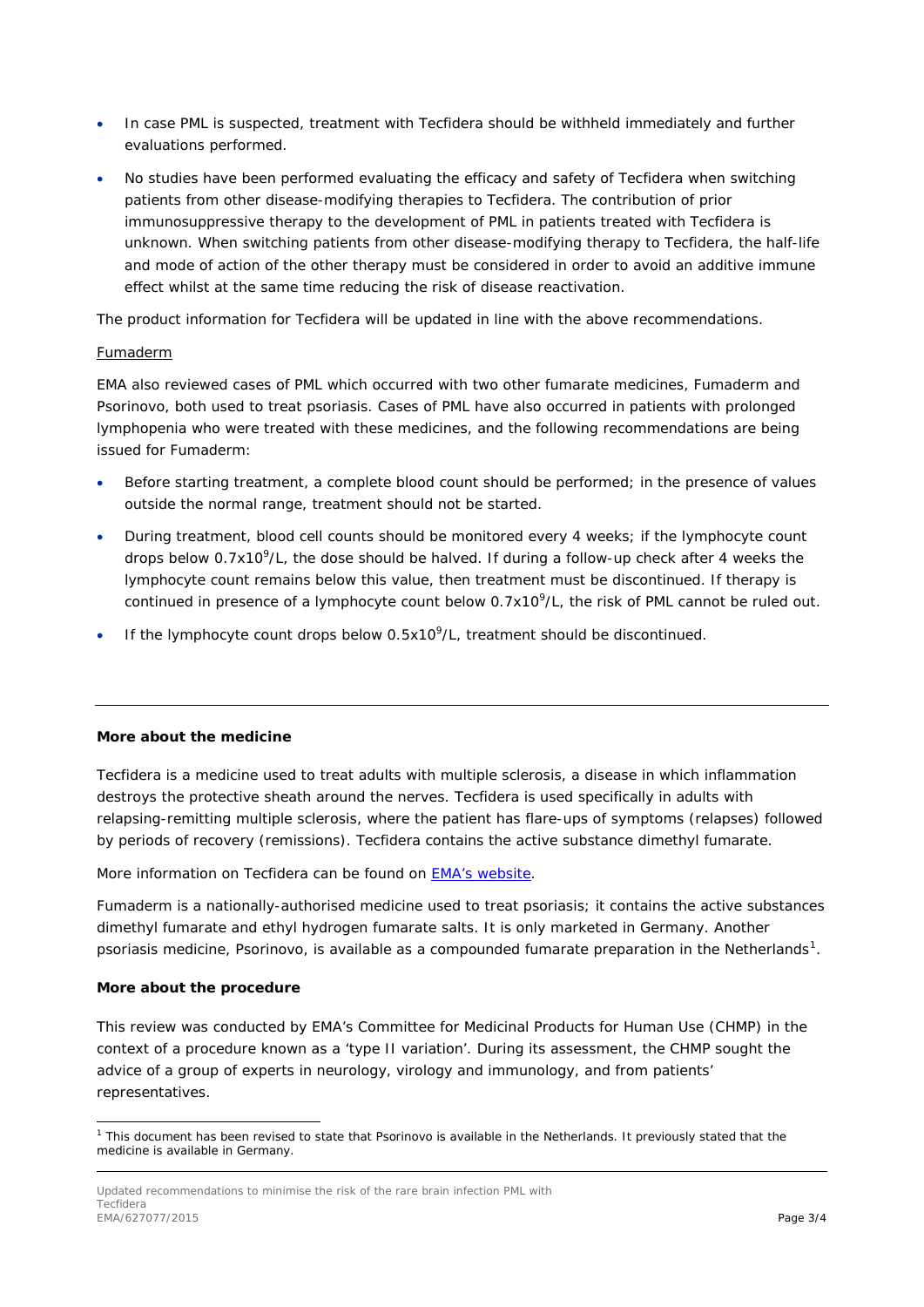- In case PML is suspected, treatment with Tecfidera should be withheld immediately and further evaluations performed.
- No studies have been performed evaluating the efficacy and safety of Tecfidera when switching patients from other disease-modifying therapies to Tecfidera. The contribution of prior immunosuppressive therapy to the development of PML in patients treated with Tecfidera is unknown. When switching patients from other disease-modifying therapy to Tecfidera, the half-life and mode of action of the other therapy must be considered in order to avoid an additive immune effect whilst at the same time reducing the risk of disease reactivation.

The product information for Tecfidera will be updated in line with the above recommendations.

Fumaderm

EMA also reviewed cases of PML which occurred with two other fumarate medicines, Fumaderm and Psorinovo, both used to treat psoriasis. Cases of PML have also occurred in patients with prolonged lymphopenia who were treated with these medicines, and the following recommendations are being issued for Fumaderm:

- Before starting treatment, a complete blood count should be performed; in the presence of values outside the normal range, treatment should not be started.
- During treatment, blood cell counts should be monitored every 4 weeks; if the lymphocyte count drops below $0.7 \times 10^9$/L, the dose should be halved. If during a follow-up check after 4 weeks the lymphocyte count remains below this value, then treatment must be discontinued. If therapy is continued in presence of a lymphocyte count below $0.7 \times 10^9$/L, the risk of PML cannot be ruled out.
- If the lymphocyte count drops below $0.5 \times 10^9$/L, treatment should be discontinued.

---

**More about the medicine**

Tecfidera is a medicine used to treat adults with multiple sclerosis, a disease in which inflammation destroys the protective sheath around the nerves. Tecfidera is used specifically in adults with relapsing-remitting multiple sclerosis, where the patient has flare-ups of symptoms (relapses) followed by periods of recovery (remissions). Tecfidera contains the active substance dimethyl fumarate.

More information on Tecfidera can be found on [EMA's website](EMA's website).

Fumaderm is a nationally-authorised medicine used to treat psoriasis; it contains the active substances dimethyl fumarate and ethyl hydrogen fumarate salts. It is only marketed in Germany. Another psoriasis medicine, Psorinovo, is available as a compounded fumarate preparation in the Netherlands[1].

**More about the procedure**

This review was conducted by EMA's Committee for Medicinal Products for Human Use (CHMP) in the context of a procedure known as a 'type II variation'. During its assessment, the CHMP sought the advice of a group of experts in neurology, virology and immunology, and from patients' representatives.

[1] This document has been revised to state that Psorinovo is available in the Netherlands. It previously stated that the medicine is available in Germany.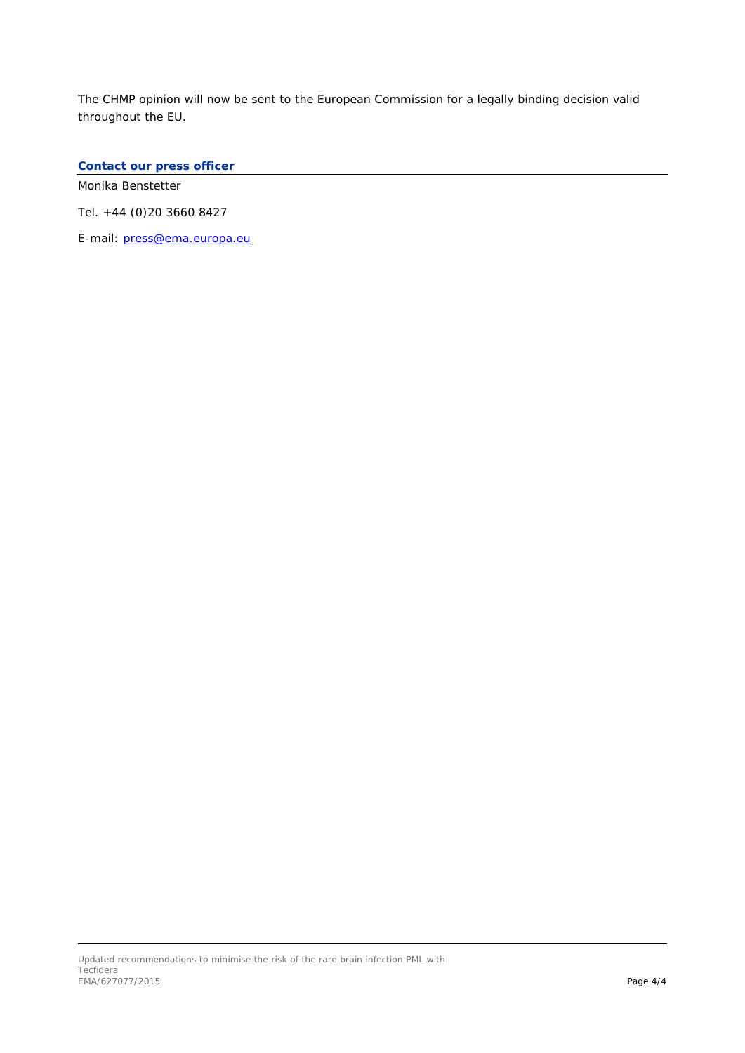The CHMP opinion will now be sent to the European Commission for a legally binding decision valid throughout the EU.

### Contact our press officer

Monika Benstetter

Tel. +44 (0)20 3660 8427

E-mail: press@ema.europa.eu